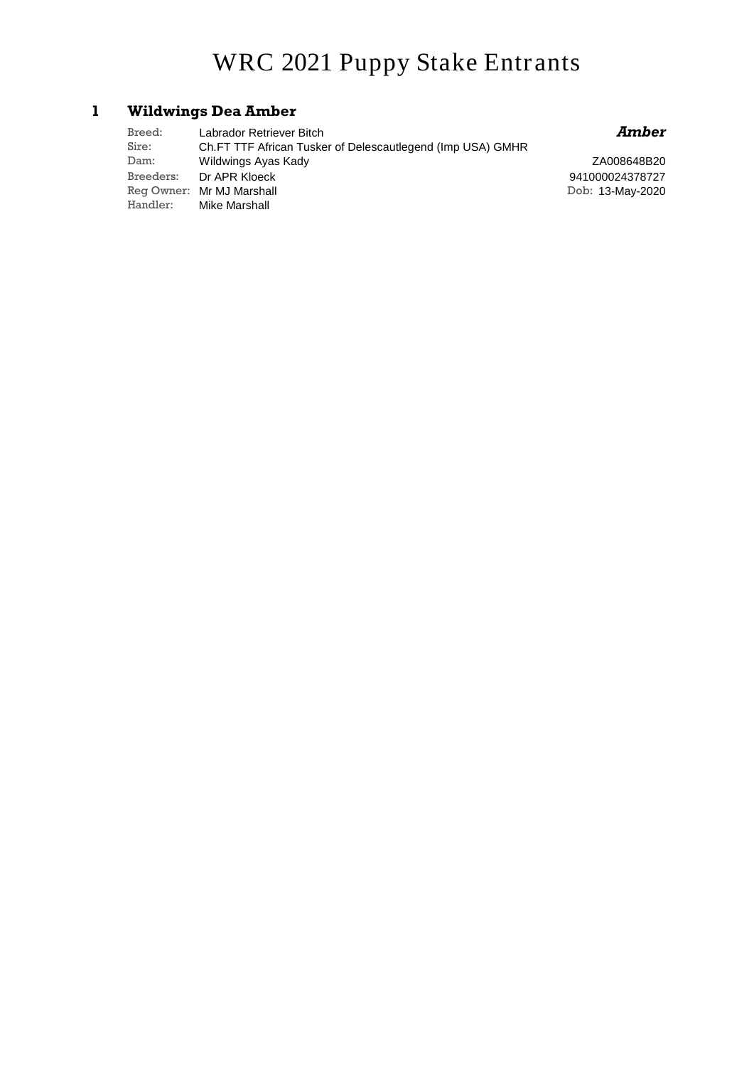# WRC 2021 Puppy Stake Entrants

## 1 Wildwings Dea Amber

***Amber***

Breed: Labrador Retriever Bitch
Sire: Ch.FT TTF African Tusker of Delescautlegend (Imp USA) GMHR
Dam: Wildwings Ayas Kady
Breeders: Dr APR Kloeck
Reg Owner: Mr MJ Marshall
Handler: Mike Marshall

ZA008648B20
941000024378727
Dob: 13-May-2020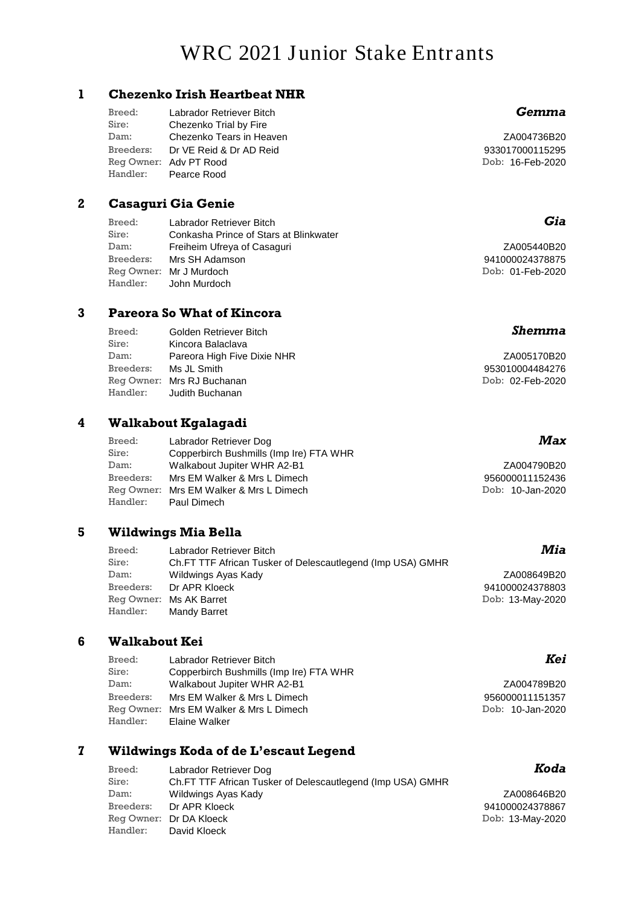# WRC 2021 Junior Stake Entrants

## 1 Chezenko Irish Heartbeat NHR

*Gemma*

Breed: Labrador Retriever Bitch
Sire: Chezenko Trial by Fire
Dam: Chezenko Tears in Heaven
Breeders: Dr VE Reid & Dr AD Reid
Reg Owner: Adv PT Rood
Handler: Pearce Rood

ZA004736B20
933017000115295
Dob: 16-Feb-2020

## 2 Casaguri Gia Genie

*Gia*

Breed: Labrador Retriever Bitch
Sire: Conkasha Prince of Stars at Blinkwater
Dam: Freiheim Ufreya of Casaguri
Breeders: Mrs SH Adamson
Reg Owner: Mr J Murdoch
Handler: John Murdoch

ZA005440B20
941000024378875
Dob: 01-Feb-2020

## 3 Pareora So What of Kincora

*Shemma*

Breed: Golden Retriever Bitch
Sire: Kincora Balaclava
Dam: Pareora High Five Dixie NHR
Breeders: Ms JL Smith
Reg Owner: Mrs RJ Buchanan
Handler: Judith Buchanan

ZA005170B20
953010004484276
Dob: 02-Feb-2020

## 4 Walkabout Kgalagadi

*Max*

Breed: Labrador Retriever Dog
Sire: Copperbirch Bushmills (Imp Ire) FTA WHR
Dam: Walkabout Jupiter WHR A2-B1
Breeders: Mrs EM Walker & Mrs L Dimech
Reg Owner: Mrs EM Walker & Mrs L Dimech
Handler: Paul Dimech

ZA004790B20
956000011152436
Dob: 10-Jan-2020

## 5 Wildwings Mia Bella

*Mia*

Breed: Labrador Retriever Bitch
Sire: Ch.FT TTF African Tusker of Delescautlegend (Imp USA) GMHR
Dam: Wildwings Ayas Kady
Breeders: Dr APR Kloeck
Reg Owner: Ms AK Barret
Handler: Mandy Barret

ZA008649B20
941000024378803
Dob: 13-May-2020

## 6 Walkabout Kei

*Kei*

Breed: Labrador Retriever Bitch
Sire: Copperbirch Bushmills (Imp Ire) FTA WHR
Dam: Walkabout Jupiter WHR A2-B1
Breeders: Mrs EM Walker & Mrs L Dimech
Reg Owner: Mrs EM Walker & Mrs L Dimech
Handler: Elaine Walker

ZA004789B20
956000011151357
Dob: 10-Jan-2020

## 7 Wildwings Koda of de L'escaut Legend

*Koda*

Breed: Labrador Retriever Dog
Sire: Ch.FT TTF African Tusker of Delescautlegend (Imp USA) GMHR
Dam: Wildwings Ayas Kady
Breeders: Dr APR Kloeck
Reg Owner: Dr DA Kloeck
Handler: David Kloeck

ZA008646B20
941000024378867
Dob: 13-May-2020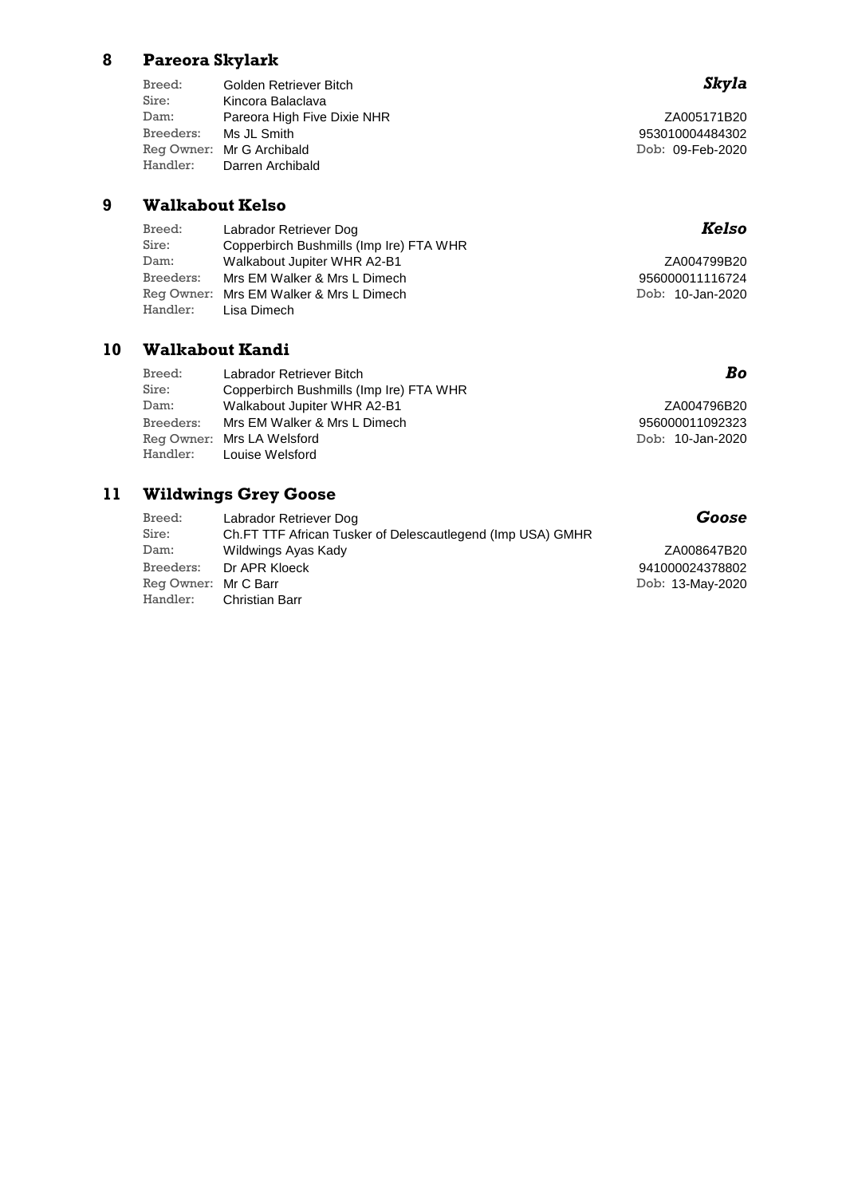## 8 Pareora Skylark

***Skyla***

| | |
|---|---|
| Breed: | Golden Retriever Bitch |
| Sire: | Kincora Balaclava |
| Dam: | Pareora High Five Dixie NHR |
| Breeders: | Ms JL Smith |
| Reg Owner: | Mr G Archibald |
| Handler: | Darren Archibald |

ZA005171B20
953010004484302
Dob: 09-Feb-2020

## 9 Walkabout Kelso

***Kelso***

| | |
|---|---|
| Breed: | Labrador Retriever Dog |
| Sire: | Copperbirch Bushmills (Imp Ire) FTA WHR |
| Dam: | Walkabout Jupiter WHR A2-B1 |
| Breeders: | Mrs EM Walker & Mrs L Dimech |
| Reg Owner: | Mrs EM Walker & Mrs L Dimech |
| Handler: | Lisa Dimech |

ZA004799B20
956000011116724
Dob: 10-Jan-2020

## 10 Walkabout Kandi

***Bo***

| | |
|---|---|
| Breed: | Labrador Retriever Bitch |
| Sire: | Copperbirch Bushmills (Imp Ire) FTA WHR |
| Dam: | Walkabout Jupiter WHR A2-B1 |
| Breeders: | Mrs EM Walker & Mrs L Dimech |
| Reg Owner: | Mrs LA Welsford |
| Handler: | Louise Welsford |

ZA004796B20
956000011092323
Dob: 10-Jan-2020

## 11 Wildwings Grey Goose

***Goose***

| | |
|---|---|
| Breed: | Labrador Retriever Dog |
| Sire: | Ch.FT TTF African Tusker of Delescautlegend (Imp USA) GMHR |
| Dam: | Wildwings Ayas Kady |
| Breeders: | Dr APR Kloeck |
| Reg Owner: | Mr C Barr |
| Handler: | Christian Barr |

ZA008647B20
941000024378802
Dob: 13-May-2020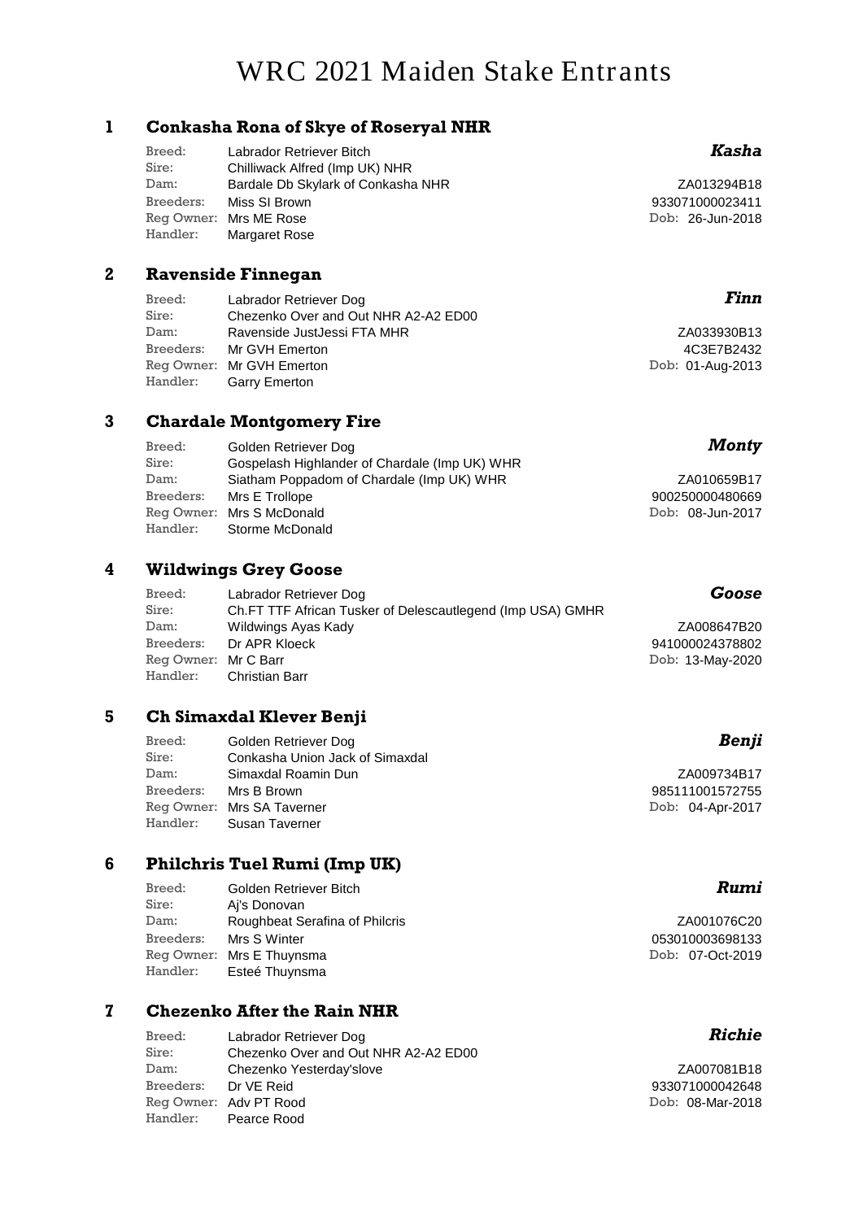# WRC 2021 Maiden Stake Entrants

## 1 Conkasha Rona of Skye of Roseryal NHR

***Kasha***

Breed: Labrador Retriever Bitch
Sire: Chilliwack Alfred (Imp UK) NHR
Dam: Bardale Db Skylark of Conkasha NHR
Breeders: Miss SI Brown
Reg Owner: Mrs ME Rose
Handler: Margaret Rose

ZA013294B18
933071000023411
Dob: 26-Jun-2018

## 2 Ravenside Finnegan

***Finn***

Breed: Labrador Retriever Dog
Sire: Chezenko Over and Out NHR A2-A2 ED00
Dam: Ravenside JustJessi FTA MHR
Breeders: Mr GVH Emerton
Reg Owner: Mr GVH Emerton
Handler: Garry Emerton

ZA033930B13
4C3E7B2432
Dob: 01-Aug-2013

## 3 Chardale Montgomery Fire

***Monty***

Breed: Golden Retriever Dog
Sire: Gospelash Highlander of Chardale (Imp UK) WHR
Dam: Siatham Poppadom of Chardale (Imp UK) WHR
Breeders: Mrs E Trollope
Reg Owner: Mrs S McDonald
Handler: Storme McDonald

ZA010659B17
900250000480669
Dob: 08-Jun-2017

## 4 Wildwings Grey Goose

***Goose***

Breed: Labrador Retriever Dog
Sire: Ch.FT TTF African Tusker of Delescautlegend (Imp USA) GMHR
Dam: Wildwings Ayas Kady
Breeders: Dr APR Kloeck
Reg Owner: Mr C Barr
Handler: Christian Barr

ZA008647B20
941000024378802
Dob: 13-May-2020

## 5 Ch Simaxdal Klever Benji

***Benji***

Breed: Golden Retriever Dog
Sire: Conkasha Union Jack of Simaxdal
Dam: Simaxdal Roamin Dun
Breeders: Mrs B Brown
Reg Owner: Mrs SA Taverner
Handler: Susan Taverner

ZA009734B17
985111001572755
Dob: 04-Apr-2017

## 6 Philchris Tuel Rumi (Imp UK)

***Rumi***

Breed: Golden Retriever Bitch
Sire: Aj's Donovan
Dam: Roughbeat Serafina of Philcris
Breeders: Mrs S Winter
Reg Owner: Mrs E Thuynsma
Handler: Esteé Thuynsma

ZA001076C20
053010003698133
Dob: 07-Oct-2019

## 7 Chezenko After the Rain NHR

***Richie***

Breed: Labrador Retriever Dog
Sire: Chezenko Over and Out NHR A2-A2 ED00
Dam: Chezenko Yesterday'slove
Breeders: Dr VE Reid
Reg Owner: Adv PT Rood
Handler: Pearce Rood

ZA007081B18
933071000042648
Dob: 08-Mar-2018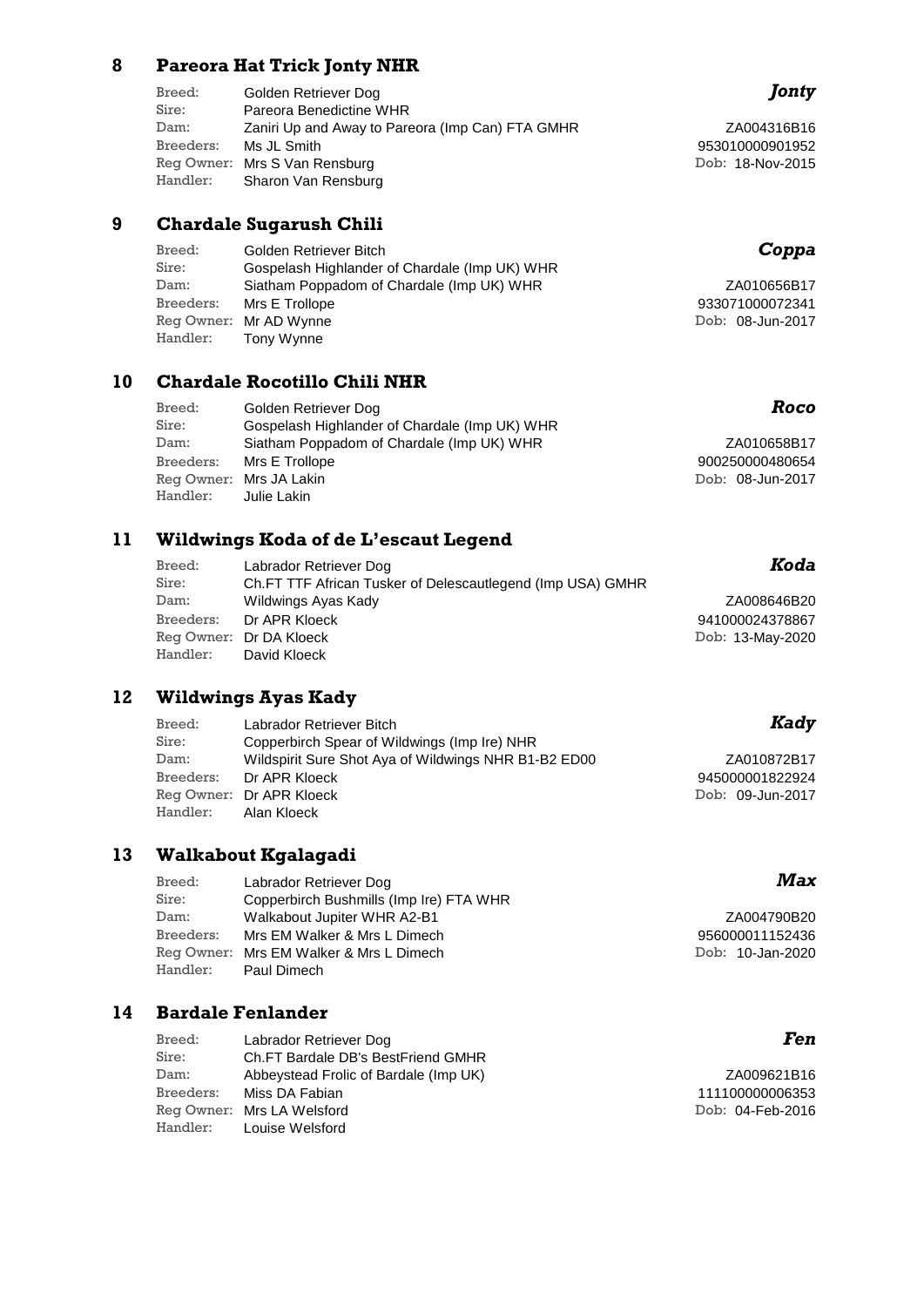## 8 Pareora Hat Trick Jonty NHR

***Jonty***

Breed: Golden Retriever Dog
Sire: Pareora Benedictine WHR
Dam: Zaniri Up and Away to Pareora (Imp Can) FTA GMHR
Breeders: Ms JL Smith
Reg Owner: Mrs S Van Rensburg
Handler: Sharon Van Rensburg

ZA004316B16
953010000901952
Dob: 18-Nov-2015

## 9 Chardale Sugarush Chili

***Coppa***

Breed: Golden Retriever Bitch
Sire: Gospelash Highlander of Chardale (Imp UK) WHR
Dam: Siatham Poppadom of Chardale (Imp UK) WHR
Breeders: Mrs E Trollope
Reg Owner: Mr AD Wynne
Handler: Tony Wynne

ZA010656B17
933071000072341
Dob: 08-Jun-2017

## 10 Chardale Rocotillo Chili NHR

***Roco***

Breed: Golden Retriever Dog
Sire: Gospelash Highlander of Chardale (Imp UK) WHR
Dam: Siatham Poppadom of Chardale (Imp UK) WHR
Breeders: Mrs E Trollope
Reg Owner: Mrs JA Lakin
Handler: Julie Lakin

ZA010658B17
900250000480654
Dob: 08-Jun-2017

## 11 Wildwings Koda of de L'escaut Legend

***Koda***

Breed: Labrador Retriever Dog
Sire: Ch.FT TTF African Tusker of Delescautlegend (Imp USA) GMHR
Dam: Wildwings Ayas Kady
Breeders: Dr APR Kloeck
Reg Owner: Dr DA Kloeck
Handler: David Kloeck

ZA008646B20
941000024378867
Dob: 13-May-2020

## 12 Wildwings Ayas Kady

***Kady***

Breed: Labrador Retriever Bitch
Sire: Copperbirch Spear of Wildwings (Imp Ire) NHR
Dam: Wildspirit Sure Shot Aya of Wildwings NHR B1-B2 ED00
Breeders: Dr APR Kloeck
Reg Owner: Dr APR Kloeck
Handler: Alan Kloeck

ZA010872B17
945000001822924
Dob: 09-Jun-2017

## 13 Walkabout Kgalagadi

***Max***

Breed: Labrador Retriever Dog
Sire: Copperbirch Bushmills (Imp Ire) FTA WHR
Dam: Walkabout Jupiter WHR A2-B1
Breeders: Mrs EM Walker & Mrs L Dimech
Reg Owner: Mrs EM Walker & Mrs L Dimech
Handler: Paul Dimech

ZA004790B20
956000011152436
Dob: 10-Jan-2020

## 14 Bardale Fenlander

***Fen***

Breed: Labrador Retriever Dog
Sire: Ch.FT Bardale DB's BestFriend GMHR
Dam: Abbeystead Frolic of Bardale (Imp UK)
Breeders: Miss DA Fabian
Reg Owner: Mrs LA Welsford
Handler: Louise Welsford

ZA009621B16
111100000006353
Dob: 04-Feb-2016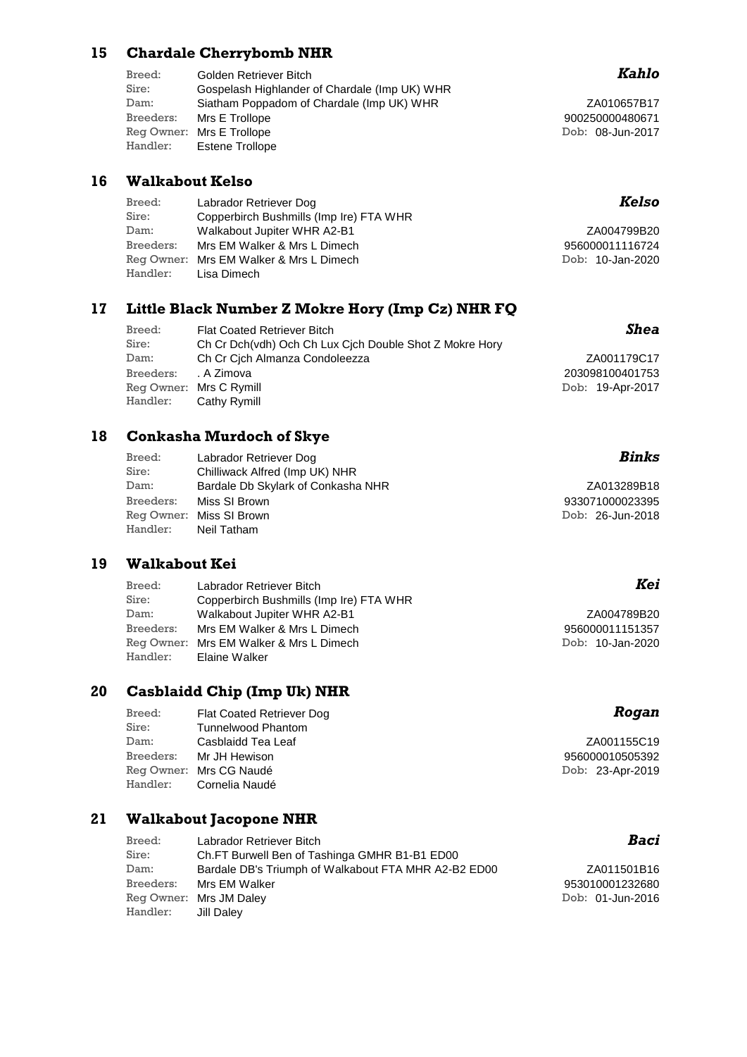## 15 Chardale Cherrybomb NHR

***Kahlo***

Breed: Golden Retriever Bitch
Sire: Gospelash Highlander of Chardale (Imp UK) WHR
Dam: Siatham Poppadom of Chardale (Imp UK) WHR
Breeders: Mrs E Trollope
Reg Owner: Mrs E Trollope
Handler: Estene Trollope

ZA010657B17
900250000480671
Dob: 08-Jun-2017

## 16 Walkabout Kelso

***Kelso***

Breed: Labrador Retriever Dog
Sire: Copperbirch Bushmills (Imp Ire) FTA WHR
Dam: Walkabout Jupiter WHR A2-B1
Breeders: Mrs EM Walker & Mrs L Dimech
Reg Owner: Mrs EM Walker & Mrs L Dimech
Handler: Lisa Dimech

ZA004799B20
956000011116724
Dob: 10-Jan-2020

## 17 Little Black Number Z Mokre Hory (Imp Cz) NHR FQ

***Shea***

Breed: Flat Coated Retriever Bitch
Sire: Ch Cr Dch(vdh) Och Ch Lux Cjch Double Shot Z Mokre Hory
Dam: Ch Cr Cjch Almanza Condoleezza
Breeders: . A Zimova
Reg Owner: Mrs C Rymill
Handler: Cathy Rymill

ZA001179C17
203098100401753
Dob: 19-Apr-2017

## 18 Conkasha Murdoch of Skye

***Binks***

Breed: Labrador Retriever Dog
Sire: Chilliwack Alfred (Imp UK) NHR
Dam: Bardale Db Skylark of Conkasha NHR
Breeders: Miss SI Brown
Reg Owner: Miss SI Brown
Handler: Neil Tatham

ZA013289B18
933071000023395
Dob: 26-Jun-2018

## 19 Walkabout Kei

***Kei***

Breed: Labrador Retriever Bitch
Sire: Copperbirch Bushmills (Imp Ire) FTA WHR
Dam: Walkabout Jupiter WHR A2-B1
Breeders: Mrs EM Walker & Mrs L Dimech
Reg Owner: Mrs EM Walker & Mrs L Dimech
Handler: Elaine Walker

ZA004789B20
956000011151357
Dob: 10-Jan-2020

## 20 Casblaidd Chip (Imp Uk) NHR

***Rogan***

Breed: Flat Coated Retriever Dog
Sire: Tunnelwood Phantom
Dam: Casblaidd Tea Leaf
Breeders: Mr JH Hewison
Reg Owner: Mrs CG Naudé
Handler: Cornelia Naudé

ZA001155C19
956000010505392
Dob: 23-Apr-2019

## 21 Walkabout Jacopone NHR

***Baci***

Breed: Labrador Retriever Bitch
Sire: Ch.FT Burwell Ben of Tashinga GMHR B1-B1 ED00
Dam: Bardale DB's Triumph of Walkabout FTA MHR A2-B2 ED00
Breeders: Mrs EM Walker
Reg Owner: Mrs JM Daley
Handler: Jill Daley

ZA011501B16
953010001232680
Dob: 01-Jun-2016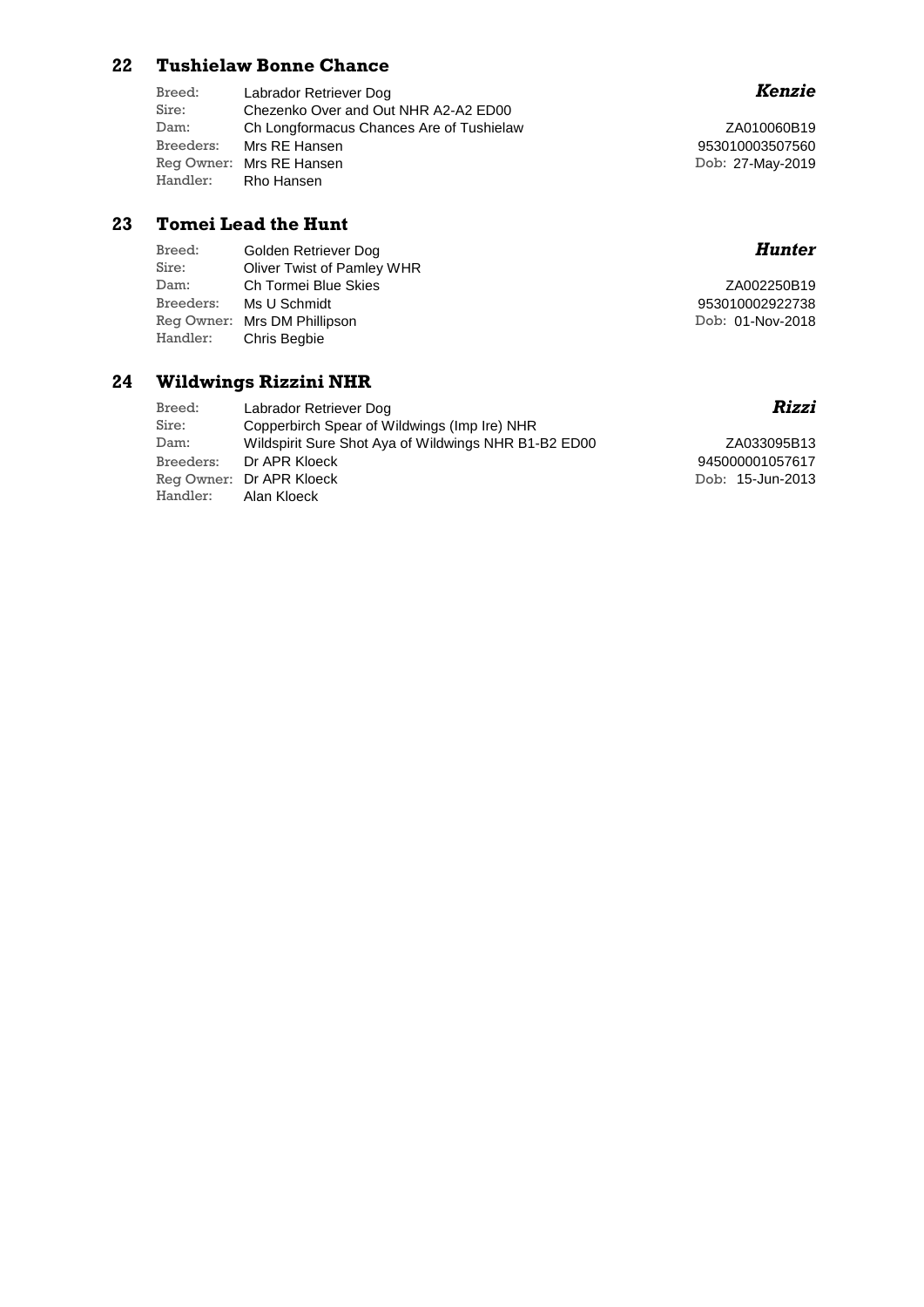## 22 Tushielaw Bonne Chance

| | | |
|---|---|---|
| Breed: | Labrador Retriever Dog | ***Kenzie*** |
| Sire: | Chezenko Over and Out NHR A2-A2 ED00 | |
| Dam: | Ch Longformacus Chances Are of Tushielaw | ZA010060B19 |
| Breeders: | Mrs RE Hansen | 953010003507560 |
| Reg Owner: | Mrs RE Hansen | Dob: 27-May-2019 |
| Handler: | Rho Hansen | |

## 23 Tomei Lead the Hunt

| | | |
|---|---|---|
| Breed: | Golden Retriever Dog | ***Hunter*** |
| Sire: | Oliver Twist of Pamley WHR | |
| Dam: | Ch Tormei Blue Skies | ZA002250B19 |
| Breeders: | Ms U Schmidt | 953010002922738 |
| Reg Owner: | Mrs DM Phillipson | Dob: 01-Nov-2018 |
| Handler: | Chris Begbie | |

## 24 Wildwings Rizzini NHR

| | | |
|---|---|---|
| Breed: | Labrador Retriever Dog | ***Rizzi*** |
| Sire: | Copperbirch Spear of Wildwings (Imp Ire) NHR | |
| Dam: | Wildspirit Sure Shot Aya of Wildwings NHR B1-B2 ED00 | ZA033095B13 |
| Breeders: | Dr APR Kloeck | 945000001057617 |
| Reg Owner: | Dr APR Kloeck | Dob: 15-Jun-2013 |
| Handler: | Alan Kloeck | |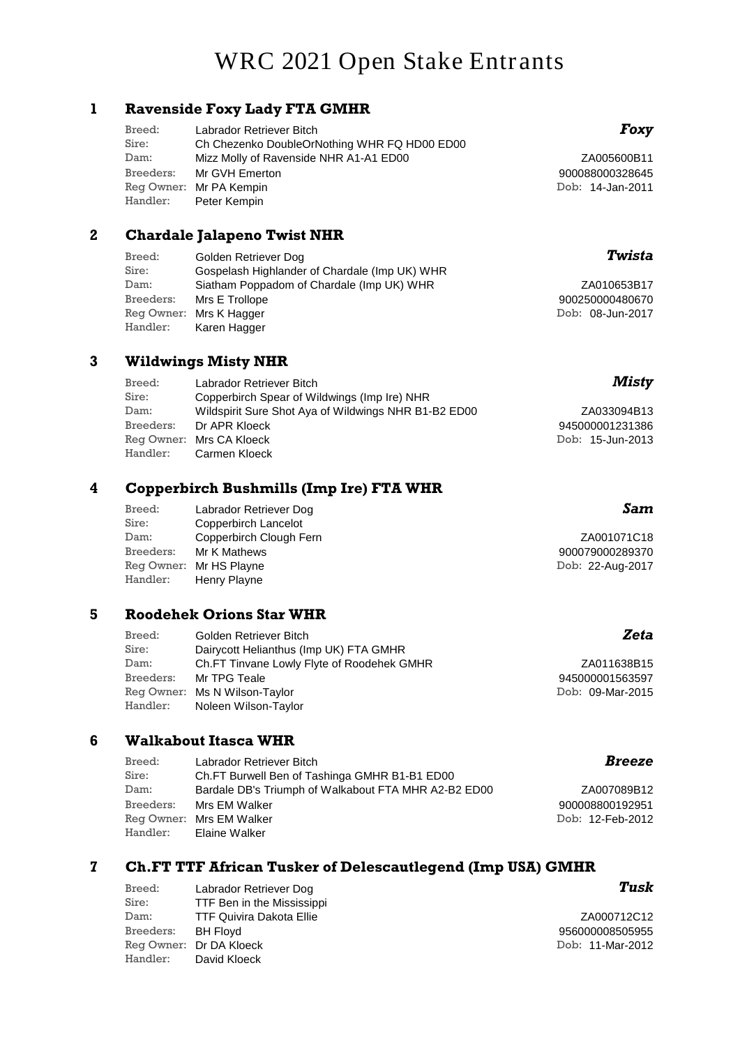# WRC 2021 Open Stake Entrants

## 1 Ravenside Foxy Lady FTA GMHR

| | | |
|---|---|---|
| Breed: | Labrador Retriever Bitch | ***Foxy*** |
| Sire: | Ch Chezenko DoubleOrNothing WHR FQ HD00 ED00 | |
| Dam: | Mizz Molly of Ravenside NHR A1-A1 ED00 | ZA005600B11 |
| Breeders: | Mr GVH Emerton | 900088000328645 |
| Reg Owner: | Mr PA Kempin | Dob: 14-Jan-2011 |
| Handler: | Peter Kempin | |

## 2 Chardale Jalapeno Twist NHR

| | | |
|---|---|---|
| Breed: | Golden Retriever Dog | ***Twista*** |
| Sire: | Gospelash Highlander of Chardale (Imp UK) WHR | |
| Dam: | Siatham Poppadom of Chardale (Imp UK) WHR | ZA010653B17 |
| Breeders: | Mrs E Trollope | 900250000480670 |
| Reg Owner: | Mrs K Hagger | Dob: 08-Jun-2017 |
| Handler: | Karen Hagger | |

## 3 Wildwings Misty NHR

| | | |
|---|---|---|
| Breed: | Labrador Retriever Bitch | ***Misty*** |
| Sire: | Copperbirch Spear of Wildwings (Imp Ire) NHR | |
| Dam: | Wildspirit Sure Shot Aya of Wildwings NHR B1-B2 ED00 | ZA033094B13 |
| Breeders: | Dr APR Kloeck | 945000001231386 |
| Reg Owner: | Mrs CA Kloeck | Dob: 15-Jun-2013 |
| Handler: | Carmen Kloeck | |

## 4 Copperbirch Bushmills (Imp Ire) FTA WHR

| | | |
|---|---|---|
| Breed: | Labrador Retriever Dog | ***Sam*** |
| Sire: | Copperbirch Lancelot | |
| Dam: | Copperbirch Clough Fern | ZA001071C18 |
| Breeders: | Mr K Mathews | 900079000289370 |
| Reg Owner: | Mr HS Playne | Dob: 22-Aug-2017 |
| Handler: | Henry Playne | |

## 5 Roodehek Orions Star WHR

| | | |
|---|---|---|
| Breed: | Golden Retriever Bitch | ***Zeta*** |
| Sire: | Dairycott Helianthus (Imp UK) FTA GMHR | |
| Dam: | Ch.FT Tinvane Lowly Flyte of Roodehek GMHR | ZA011638B15 |
| Breeders: | Mr TPG Teale | 945000001563597 |
| Reg Owner: | Ms N Wilson-Taylor | Dob: 09-Mar-2015 |
| Handler: | Noleen Wilson-Taylor | |

## 6 Walkabout Itasca WHR

| | | |
|---|---|---|
| Breed: | Labrador Retriever Bitch | ***Breeze*** |
| Sire: | Ch.FT Burwell Ben of Tashinga GMHR B1-B1 ED00 | |
| Dam: | Bardale DB's Triumph of Walkabout FTA MHR A2-B2 ED00 | ZA007089B12 |
| Breeders: | Mrs EM Walker | 900008800192951 |
| Reg Owner: | Mrs EM Walker | Dob: 12-Feb-2012 |
| Handler: | Elaine Walker | |

## 7 Ch.FT TTF African Tusker of Delescautlegend (Imp USA) GMHR

| | | |
|---|---|---|
| Breed: | Labrador Retriever Dog | ***Tusk*** |
| Sire: | TTF Ben in the Mississippi | |
| Dam: | TTF Quivira Dakota Ellie | ZA000712C12 |
| Breeders: | BH Floyd | 956000008505955 |
| Reg Owner: | Dr DA Kloeck | Dob: 11-Mar-2012 |
| Handler: | David Kloeck | |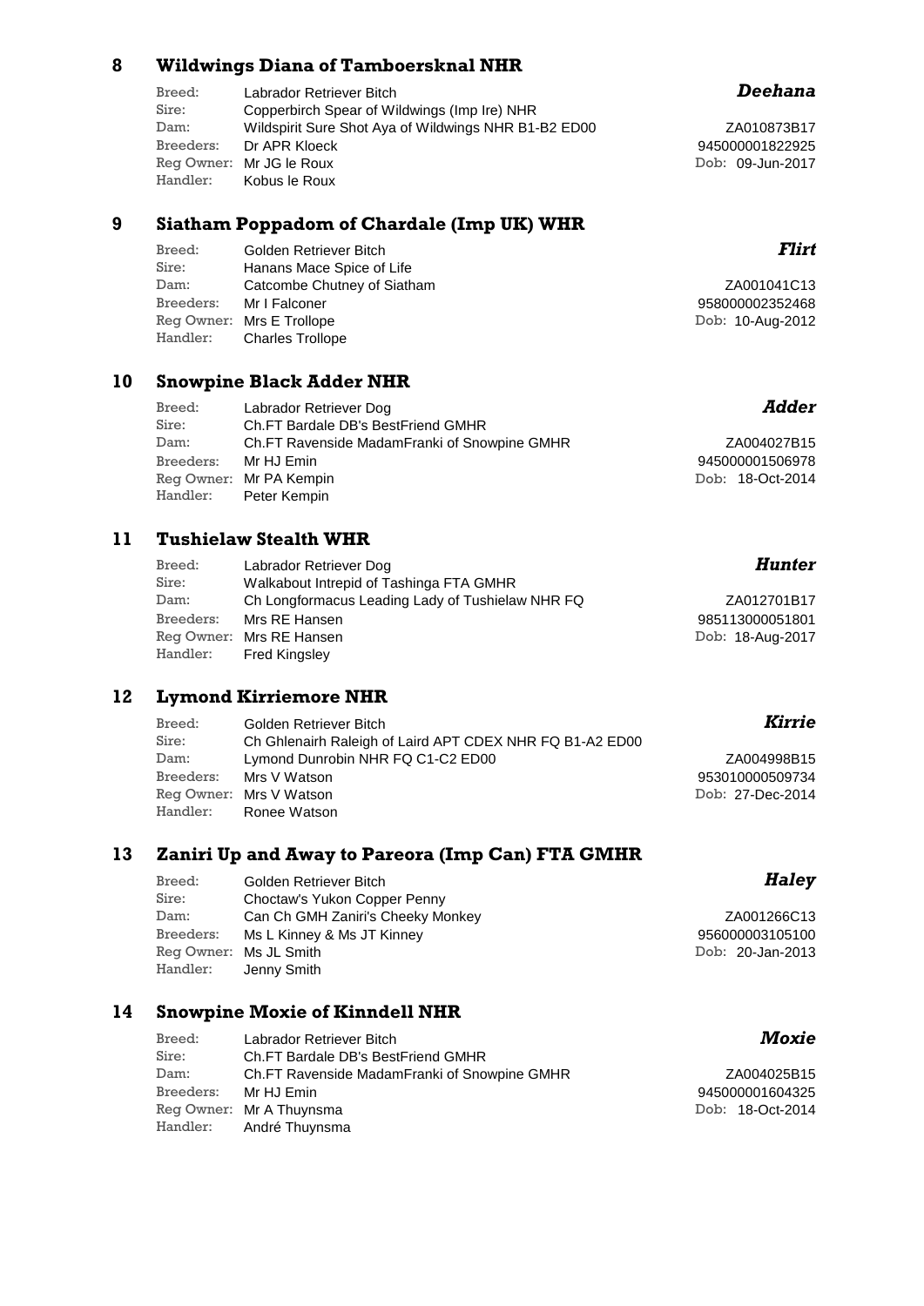## 8 Wildwings Diana of Tamboersknal NHR

*Deehana*

Breed: Labrador Retriever Bitch
Sire: Copperbirch Spear of Wildwings (Imp Ire) NHR
Dam: Wildspirit Sure Shot Aya of Wildwings NHR B1-B2 ED00
Breeders: Dr APR Kloeck
Reg Owner: Mr JG le Roux
Handler: Kobus le Roux

ZA010873B17
945000001822925
Dob: 09-Jun-2017

## 9 Siatham Poppadom of Chardale (Imp UK) WHR

*Flirt*

Breed: Golden Retriever Bitch
Sire: Hanans Mace Spice of Life
Dam: Catcombe Chutney of Siatham
Breeders: Mr I Falconer
Reg Owner: Mrs E Trollope
Handler: Charles Trollope

ZA001041C13
958000002352468
Dob: 10-Aug-2012

## 10 Snowpine Black Adder NHR

*Adder*

Breed: Labrador Retriever Dog
Sire: Ch.FT Bardale DB's BestFriend GMHR
Dam: Ch.FT Ravenside MadamFranki of Snowpine GMHR
Breeders: Mr HJ Emin
Reg Owner: Mr PA Kempin
Handler: Peter Kempin

ZA004027B15
945000001506978
Dob: 18-Oct-2014

## 11 Tushielaw Stealth WHR

*Hunter*

Breed: Labrador Retriever Dog
Sire: Walkabout Intrepid of Tashinga FTA GMHR
Dam: Ch Longformacus Leading Lady of Tushielaw NHR FQ
Breeders: Mrs RE Hansen
Reg Owner: Mrs RE Hansen
Handler: Fred Kingsley

ZA012701B17
985113000051801
Dob: 18-Aug-2017

## 12 Lymond Kirriemore NHR

*Kirrie*

Breed: Golden Retriever Bitch
Sire: Ch Ghlenairh Raleigh of Laird APT CDEX NHR FQ B1-A2 ED00
Dam: Lymond Dunrobin NHR FQ C1-C2 ED00
Breeders: Mrs V Watson
Reg Owner: Mrs V Watson
Handler: Ronee Watson

ZA004998B15
953010000509734
Dob: 27-Dec-2014

## 13 Zaniri Up and Away to Pareora (Imp Can) FTA GMHR

*Haley*

Breed: Golden Retriever Bitch
Sire: Choctaw's Yukon Copper Penny
Dam: Can Ch GMH Zaniri's Cheeky Monkey
Breeders: Ms L Kinney & Ms JT Kinney
Reg Owner: Ms JL Smith
Handler: Jenny Smith

ZA001266C13
956000003105100
Dob: 20-Jan-2013

## 14 Snowpine Moxie of Kinndell NHR

*Moxie*

Breed: Labrador Retriever Bitch
Sire: Ch.FT Bardale DB's BestFriend GMHR
Dam: Ch.FT Ravenside MadamFranki of Snowpine GMHR
Breeders: Mr HJ Emin
Reg Owner: Mr A Thuynsma
Handler: André Thuynsma

ZA004025B15
945000001604325
Dob: 18-Oct-2014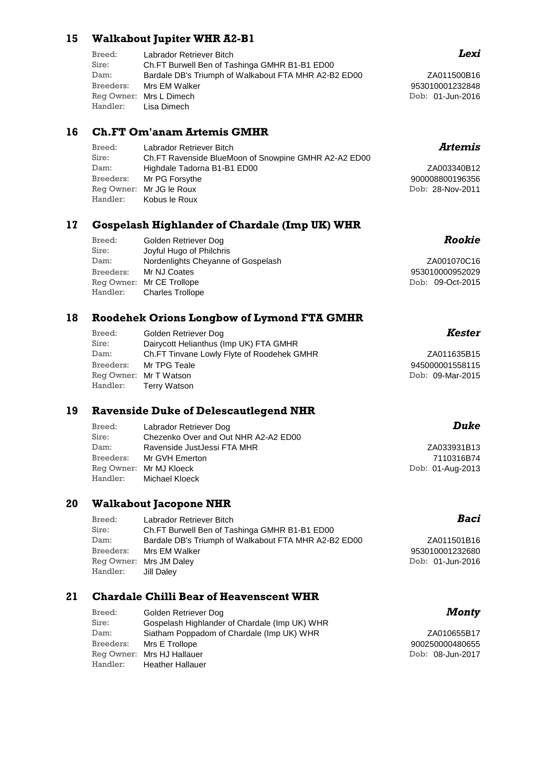## 15 Walkabout Jupiter WHR A2-B1

***Lexi***

Breed: Labrador Retriever Bitch
Sire: Ch.FT Burwell Ben of Tashinga GMHR B1-B1 ED00
Dam: Bardale DB's Triumph of Walkabout FTA MHR A2-B2 ED00
Breeders: Mrs EM Walker
Reg Owner: Mrs L Dimech
Handler: Lisa Dimech

ZA011500B16
953010001232848
Dob: 01-Jun-2016

## 16 Ch.FT Om'anam Artemis GMHR

***Artemis***

Breed: Labrador Retriever Bitch
Sire: Ch.FT Ravenside BlueMoon of Snowpine GMHR A2-A2 ED00
Dam: Highdale Tadorna B1-B1 ED00
Breeders: Mr PG Forsythe
Reg Owner: Mr JG le Roux
Handler: Kobus le Roux

ZA003340B12
900008800196356
Dob: 28-Nov-2011

## 17 Gospelash Highlander of Chardale (Imp UK) WHR

***Rookie***

Breed: Golden Retriever Dog
Sire: Joyful Hugo of Philchris
Dam: Nordenlights Cheyanne of Gospelash
Breeders: Mr NJ Coates
Reg Owner: Mr CE Trollope
Handler: Charles Trollope

ZA001070C16
953010000952029
Dob: 09-Oct-2015

## 18 Roodehek Orions Longbow of Lymond FTA GMHR

***Kester***

Breed: Golden Retriever Dog
Sire: Dairycott Helianthus (Imp UK) FTA GMHR
Dam: Ch.FT Tinvane Lowly Flyte of Roodehek GMHR
Breeders: Mr TPG Teale
Reg Owner: Mr T Watson
Handler: Terry Watson

ZA011635B15
945000001558115
Dob: 09-Mar-2015

## 19 Ravenside Duke of Delescautlegend NHR

***Duke***

Breed: Labrador Retriever Dog
Sire: Chezenko Over and Out NHR A2-A2 ED00
Dam: Ravenside JustJessi FTA MHR
Breeders: Mr GVH Emerton
Reg Owner: Mr MJ Kloeck
Handler: Michael Kloeck

ZA033931B13
7110316B74
Dob: 01-Aug-2013

## 20 Walkabout Jacopone NHR

***Baci***

Breed: Labrador Retriever Bitch
Sire: Ch.FT Burwell Ben of Tashinga GMHR B1-B1 ED00
Dam: Bardale DB's Triumph of Walkabout FTA MHR A2-B2 ED00
Breeders: Mrs EM Walker
Reg Owner: Mrs JM Daley
Handler: Jill Daley

ZA011501B16
953010001232680
Dob: 01-Jun-2016

## 21 Chardale Chilli Bear of Heavenscent WHR

***Monty***

Breed: Golden Retriever Dog
Sire: Gospelash Highlander of Chardale (Imp UK) WHR
Dam: Siatham Poppadom of Chardale (Imp UK) WHR
Breeders: Mrs E Trollope
Reg Owner: Mrs HJ Hallauer
Handler: Heather Hallauer

ZA010655B17
900250000480655
Dob: 08-Jun-2017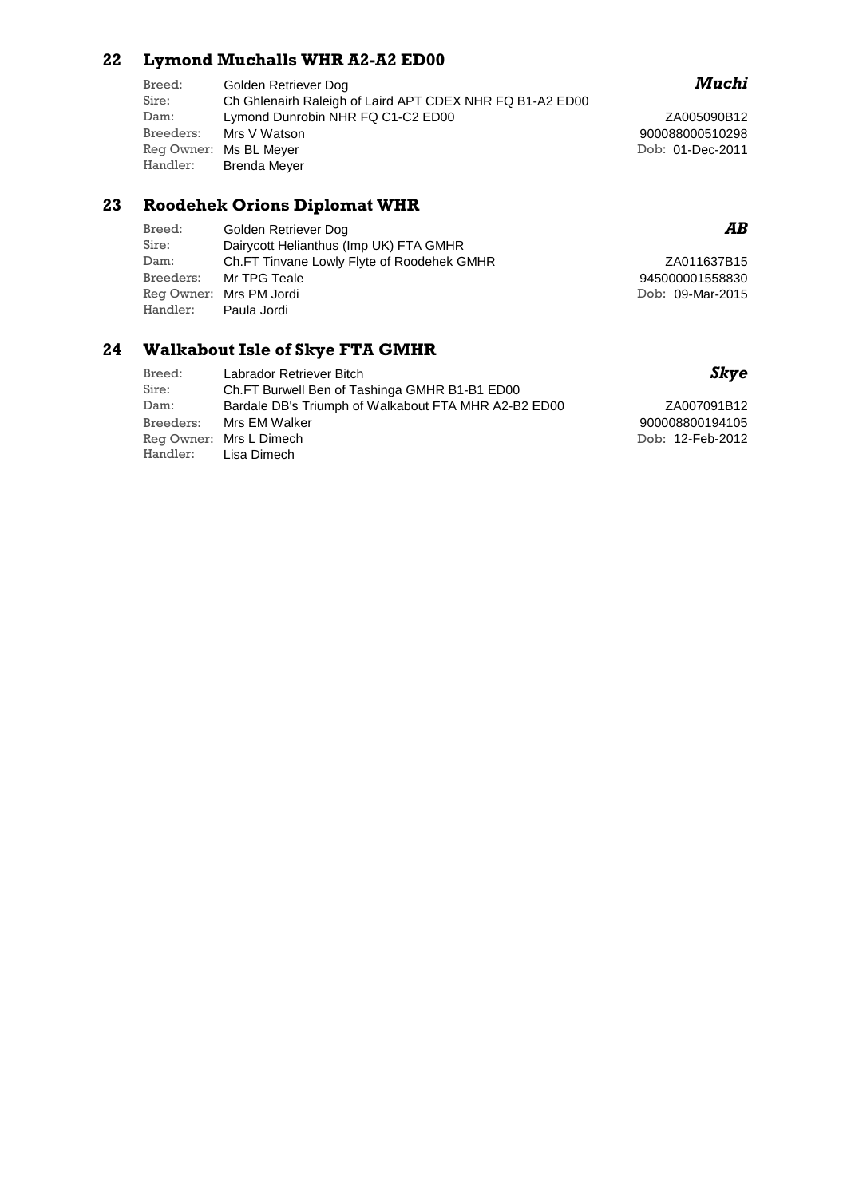## 22 Lymond Muchalls WHR A2-A2 ED00

*Muchi*

Breed: Golden Retriever Dog
Sire: Ch Ghlenairh Raleigh of Laird APT CDEX NHR FQ B1-A2 ED00
Dam: Lymond Dunrobin NHR FQ C1-C2 ED00
Breeders: Mrs V Watson
Reg Owner: Ms BL Meyer
Handler: Brenda Meyer

ZA005090B12
900088000510298
Dob: 01-Dec-2011

## 23 Roodehek Orions Diplomat WHR

*AB*

Breed: Golden Retriever Dog
Sire: Dairycott Helianthus (Imp UK) FTA GMHR
Dam: Ch.FT Tinvane Lowly Flyte of Roodehek GMHR
Breeders: Mr TPG Teale
Reg Owner: Mrs PM Jordi
Handler: Paula Jordi

ZA011637B15
945000001558830
Dob: 09-Mar-2015

## 24 Walkabout Isle of Skye FTA GMHR

*Skye*

Breed: Labrador Retriever Bitch
Sire: Ch.FT Burwell Ben of Tashinga GMHR B1-B1 ED00
Dam: Bardale DB's Triumph of Walkabout FTA MHR A2-B2 ED00
Breeders: Mrs EM Walker
Reg Owner: Mrs L Dimech
Handler: Lisa Dimech

ZA007091B12
900008800194105
Dob: 12-Feb-2012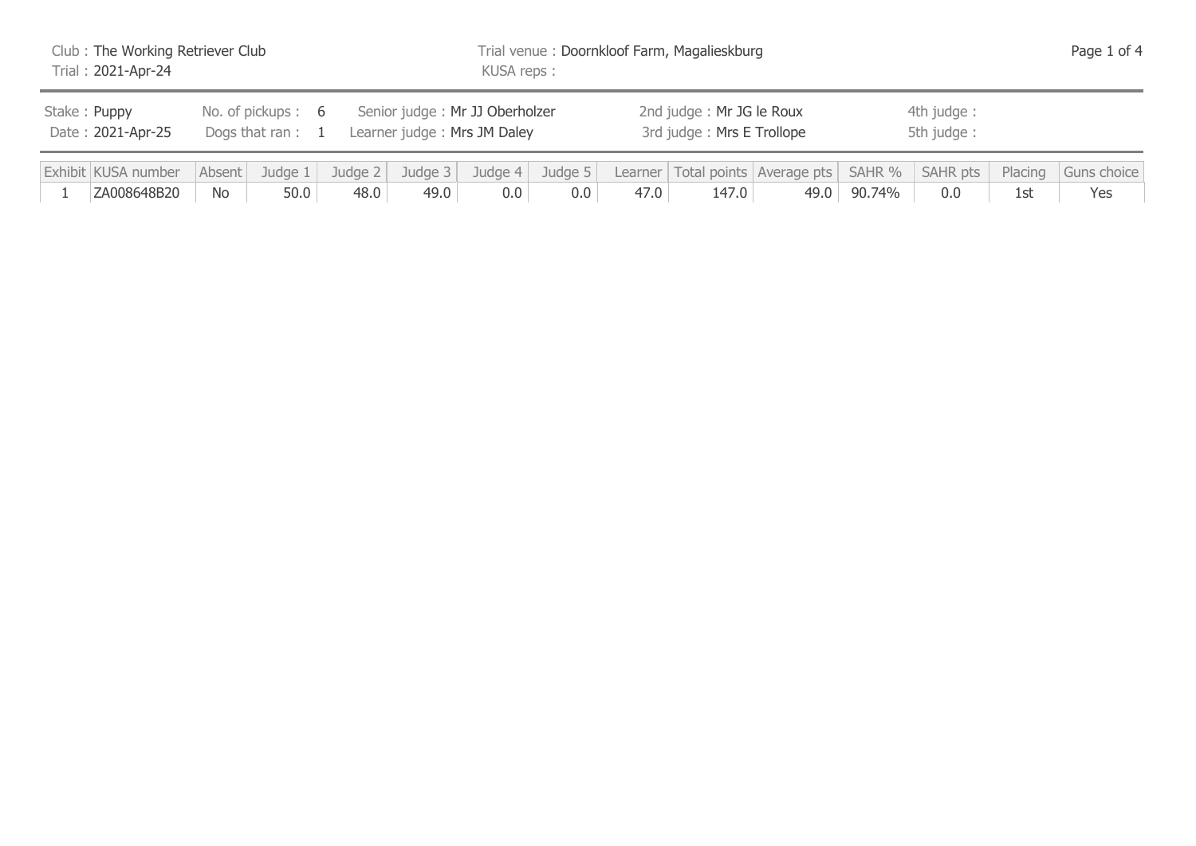Club : The Working Retriever Club
Trial : 2021-Apr-24

Trial venue : Doornkloof Farm, Magalieskburg
KUSA reps :

Stake : Puppy
Date : 2021-Apr-25

No. of pickups : 6
Dogs that ran : 1

Senior judge : Mr JJ Oberholzer
Learner judge : Mrs JM Daley

2nd judge : Mr JG le Roux
3rd judge : Mrs E Trollope

4th judge :
5th judge :

| Exhibit | KUSA number | Absent | Judge 1 | Judge 2 | Judge 3 | Judge 4 | Judge 5 | Learner | Total points | Average pts | SAHR % | SAHR pts | Placing | Guns choice |
|---|---|---|---|---|---|---|---|---|---|---|---|---|---|---|
| 1 | ZA008648B20 | No | 50.0 | 48.0 | 49.0 | 0.0 | 0.0 | 47.0 | 147.0 | 49.0 | 90.74% | 0.0 | 1st | Yes |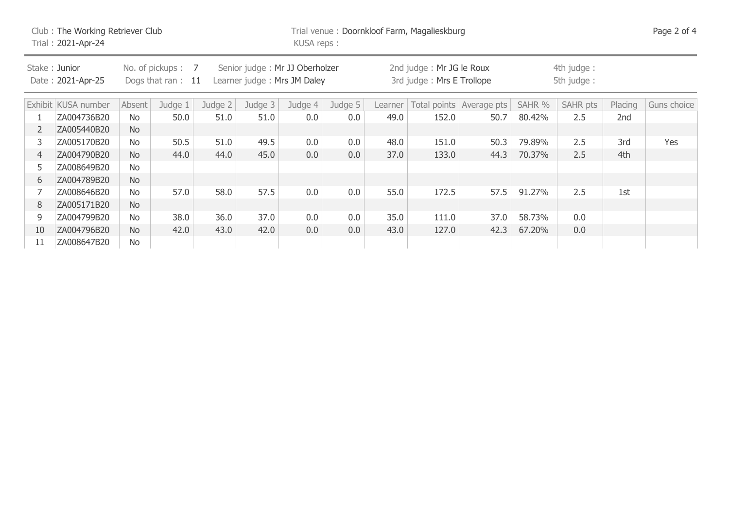Club : The Working Retriever Club
Trial : 2021-Apr-24

Trial venue : Doornkloof Farm, Magalieskburg
KUSA reps :

Stake : Junior
Date : 2021-Apr-25

No. of pickups : 7
Dogs that ran : 11

Senior judge : Mr JJ Oberholzer
Learner judge : Mrs JM Daley

2nd judge : Mr JG le Roux
3rd judge : Mrs E Trollope

4th judge :
5th judge :

| Exhibit | KUSA number | Absent | Judge 1 | Judge 2 | Judge 3 | Judge 4 | Judge 5 | Learner | Total points | Average pts | SAHR % | SAHR pts | Placing | Guns choice |
|---|---|---|---|---|---|---|---|---|---|---|---|---|---|---|
| 1 | ZA004736B20 | No | 50.0 | 51.0 | 51.0 | 0.0 | 0.0 | 49.0 | 152.0 | 50.7 | 80.42% | 2.5 | 2nd | |
| 2 | ZA005440B20 | No | | | | | | | | | | | | |
| 3 | ZA005170B20 | No | 50.5 | 51.0 | 49.5 | 0.0 | 0.0 | 48.0 | 151.0 | 50.3 | 79.89% | 2.5 | 3rd | Yes |
| 4 | ZA004790B20 | No | 44.0 | 44.0 | 45.0 | 0.0 | 0.0 | 37.0 | 133.0 | 44.3 | 70.37% | 2.5 | 4th | |
| 5 | ZA008649B20 | No | | | | | | | | | | | | |
| 6 | ZA004789B20 | No | | | | | | | | | | | | |
| 7 | ZA008646B20 | No | 57.0 | 58.0 | 57.5 | 0.0 | 0.0 | 55.0 | 172.5 | 57.5 | 91.27% | 2.5 | 1st | |
| 8 | ZA005171B20 | No | | | | | | | | | | | | |
| 9 | ZA004799B20 | No | 38.0 | 36.0 | 37.0 | 0.0 | 0.0 | 35.0 | 111.0 | 37.0 | 58.73% | 0.0 | | |
| 10 | ZA004796B20 | No | 42.0 | 43.0 | 42.0 | 0.0 | 0.0 | 43.0 | 127.0 | 42.3 | 67.20% | 0.0 | | |
| 11 | ZA008647B20 | No | | | | | | | | | | | | |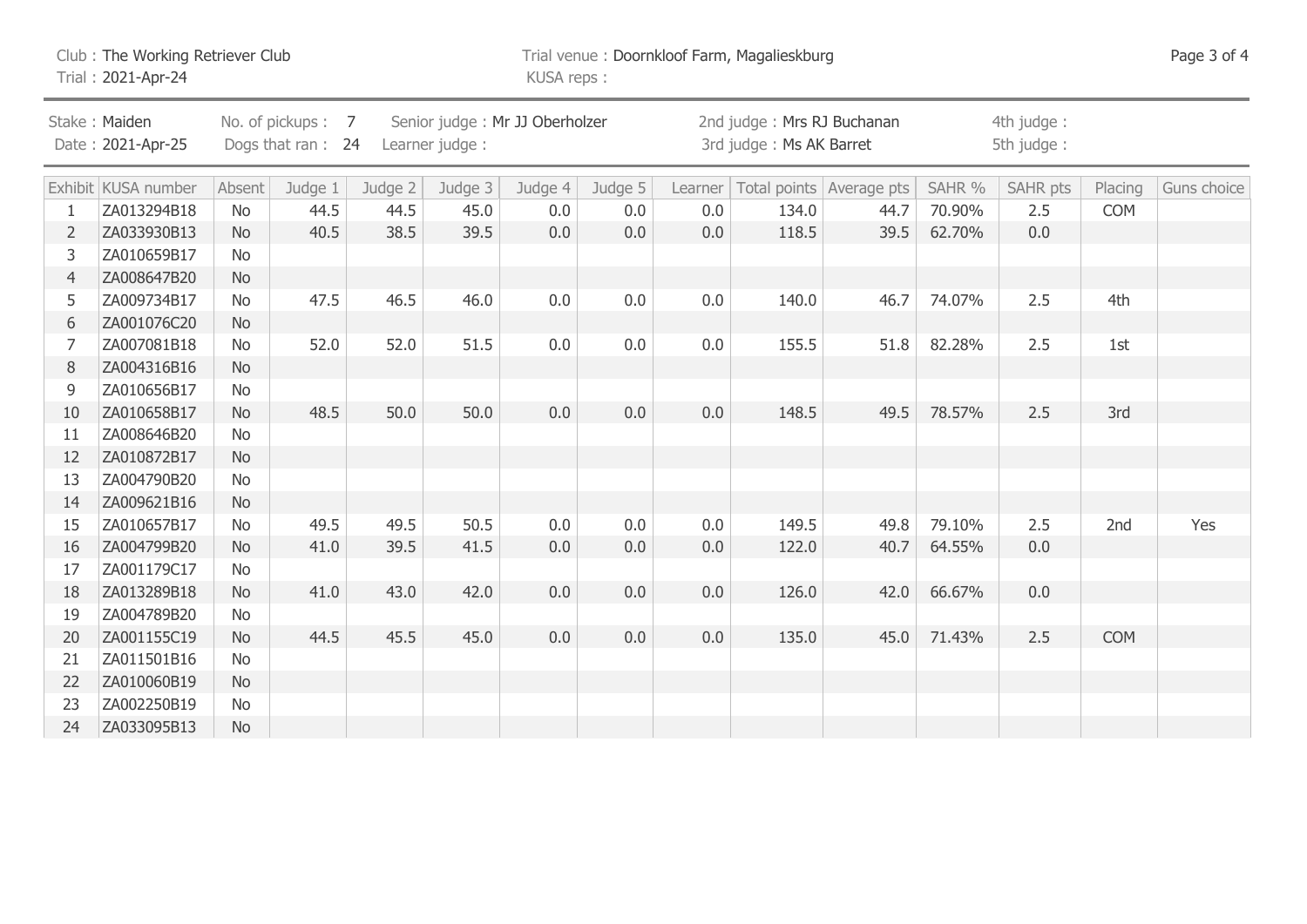Club : The Working Retriever Club
Trial : 2021-Apr-24

Trial venue : Doornkloof Farm, Magalieskburg
KUSA reps :

Stake : Maiden
Date : 2021-Apr-25

No. of pickups : 7
Dogs that ran : 24

Senior judge : Mr JJ Oberholzer
Learner judge :

2nd judge : Mrs RJ Buchanan
3rd judge : Ms AK Barret

4th judge :
5th judge :

| Exhibit | KUSA number | Absent | Judge 1 | Judge 2 | Judge 3 | Judge 4 | Judge 5 | Learner | Total points | Average pts | SAHR % | SAHR pts | Placing | Guns choice |
|---|---|---|---|---|---|---|---|---|---|---|---|---|---|---|
| 1 | ZA013294B18 | No | 44.5 | 44.5 | 45.0 | 0.0 | 0.0 | 0.0 | 134.0 | 44.7 | 70.90% | 2.5 | COM | |
| 2 | ZA033930B13 | No | 40.5 | 38.5 | 39.5 | 0.0 | 0.0 | 0.0 | 118.5 | 39.5 | 62.70% | 0.0 | | |
| 3 | ZA010659B17 | No | | | | | | | | | | | | |
| 4 | ZA008647B20 | No | | | | | | | | | | | | |
| 5 | ZA009734B17 | No | 47.5 | 46.5 | 46.0 | 0.0 | 0.0 | 0.0 | 140.0 | 46.7 | 74.07% | 2.5 | 4th | |
| 6 | ZA001076C20 | No | | | | | | | | | | | | |
| 7 | ZA007081B18 | No | 52.0 | 52.0 | 51.5 | 0.0 | 0.0 | 0.0 | 155.5 | 51.8 | 82.28% | 2.5 | 1st | |
| 8 | ZA004316B16 | No | | | | | | | | | | | | |
| 9 | ZA010656B17 | No | | | | | | | | | | | | |
| 10 | ZA010658B17 | No | 48.5 | 50.0 | 50.0 | 0.0 | 0.0 | 0.0 | 148.5 | 49.5 | 78.57% | 2.5 | 3rd | |
| 11 | ZA008646B20 | No | | | | | | | | | | | | |
| 12 | ZA010872B17 | No | | | | | | | | | | | | |
| 13 | ZA004790B20 | No | | | | | | | | | | | | |
| 14 | ZA009621B16 | No | | | | | | | | | | | | |
| 15 | ZA010657B17 | No | 49.5 | 49.5 | 50.5 | 0.0 | 0.0 | 0.0 | 149.5 | 49.8 | 79.10% | 2.5 | 2nd | Yes |
| 16 | ZA004799B20 | No | 41.0 | 39.5 | 41.5 | 0.0 | 0.0 | 0.0 | 122.0 | 40.7 | 64.55% | 0.0 | | |
| 17 | ZA001179C17 | No | | | | | | | | | | | | |
| 18 | ZA013289B18 | No | 41.0 | 43.0 | 42.0 | 0.0 | 0.0 | 0.0 | 126.0 | 42.0 | 66.67% | 0.0 | | |
| 19 | ZA004789B20 | No | | | | | | | | | | | | |
| 20 | ZA001155C19 | No | 44.5 | 45.5 | 45.0 | 0.0 | 0.0 | 0.0 | 135.0 | 45.0 | 71.43% | 2.5 | COM | |
| 21 | ZA011501B16 | No | | | | | | | | | | | | |
| 22 | ZA010060B19 | No | | | | | | | | | | | | |
| 23 | ZA002250B19 | No | | | | | | | | | | | | |
| 24 | ZA033095B13 | No | | | | | | | | | | | | |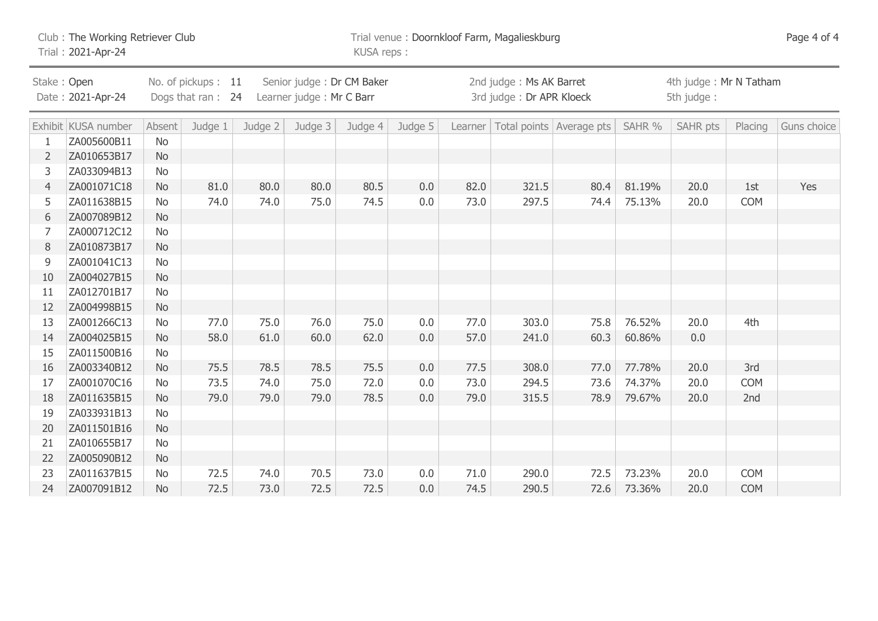Club : The Working Retriever Club
Trial : 2021-Apr-24

Trial venue : Doornkloof Farm, Magalieskburg
KUSA reps :

Stake : Open
Date : 2021-Apr-24

No. of pickups : 11
Dogs that ran : 24

Senior judge : Dr CM Baker
Learner judge : Mr C Barr

2nd judge : Ms AK Barret
3rd judge : Dr APR Kloeck

4th judge : Mr N Tatham
5th judge :

| Exhibit | KUSA number | Absent | Judge 1 | Judge 2 | Judge 3 | Judge 4 | Judge 5 | Learner | Total points | Average pts | SAHR % | SAHR pts | Placing | Guns choice |
|---|---|---|---|---|---|---|---|---|---|---|---|---|---|---|
| 1 | ZA005600B11 | No | | | | | | | | | | | | |
| 2 | ZA010653B17 | No | | | | | | | | | | | | |
| 3 | ZA033094B13 | No | | | | | | | | | | | | |
| 4 | ZA001071C18 | No | 81.0 | 80.0 | 80.0 | 80.5 | 0.0 | 82.0 | 321.5 | 80.4 | 81.19% | 20.0 | 1st | Yes |
| 5 | ZA011638B15 | No | 74.0 | 74.0 | 75.0 | 74.5 | 0.0 | 73.0 | 297.5 | 74.4 | 75.13% | 20.0 | COM | |
| 6 | ZA007089B12 | No | | | | | | | | | | | | |
| 7 | ZA000712C12 | No | | | | | | | | | | | | |
| 8 | ZA010873B17 | No | | | | | | | | | | | | |
| 9 | ZA001041C13 | No | | | | | | | | | | | | |
| 10 | ZA004027B15 | No | | | | | | | | | | | | |
| 11 | ZA012701B17 | No | | | | | | | | | | | | |
| 12 | ZA004998B15 | No | | | | | | | | | | | | |
| 13 | ZA001266C13 | No | 77.0 | 75.0 | 76.0 | 75.0 | 0.0 | 77.0 | 303.0 | 75.8 | 76.52% | 20.0 | 4th | |
| 14 | ZA004025B15 | No | 58.0 | 61.0 | 60.0 | 62.0 | 0.0 | 57.0 | 241.0 | 60.3 | 60.86% | 0.0 | | |
| 15 | ZA011500B16 | No | | | | | | | | | | | | |
| 16 | ZA003340B12 | No | 75.5 | 78.5 | 78.5 | 75.5 | 0.0 | 77.5 | 308.0 | 77.0 | 77.78% | 20.0 | 3rd | |
| 17 | ZA001070C16 | No | 73.5 | 74.0 | 75.0 | 72.0 | 0.0 | 73.0 | 294.5 | 73.6 | 74.37% | 20.0 | COM | |
| 18 | ZA011635B15 | No | 79.0 | 79.0 | 79.0 | 78.5 | 0.0 | 79.0 | 315.5 | 78.9 | 79.67% | 20.0 | 2nd | |
| 19 | ZA033931B13 | No | | | | | | | | | | | | |
| 20 | ZA011501B16 | No | | | | | | | | | | | | |
| 21 | ZA010655B17 | No | | | | | | | | | | | | |
| 22 | ZA005090B12 | No | | | | | | | | | | | | |
| 23 | ZA011637B15 | No | 72.5 | 74.0 | 70.5 | 73.0 | 0.0 | 71.0 | 290.0 | 72.5 | 73.23% | 20.0 | COM | |
| 24 | ZA007091B12 | No | 72.5 | 73.0 | 72.5 | 72.5 | 0.0 | 74.5 | 290.5 | 72.6 | 73.36% | 20.0 | COM | |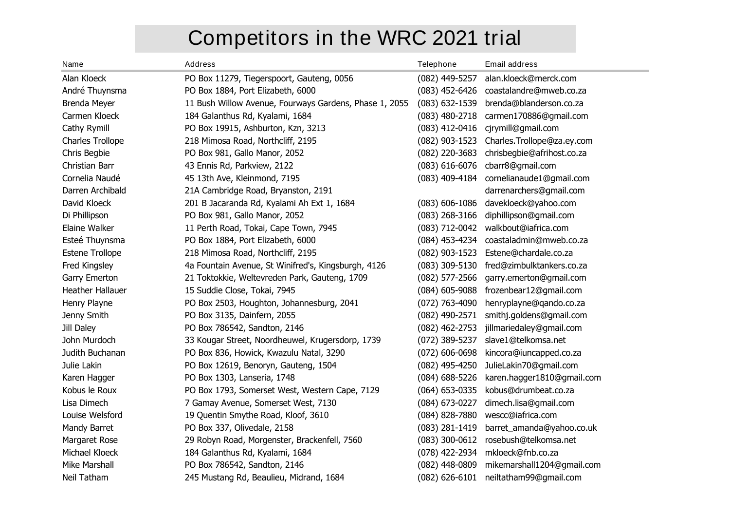# Competitors in the WRC 2021 trial

| Name | Address | Telephone | Email address |
|---|---|---|---|
| Alan Kloeck | PO Box 11279, Tiegerspoort, Gauteng, 0056 | (082) 449-5257 | alan.kloeck@merck.com |
| André Thuynsma | PO Box 1884, Port Elizabeth, 6000 | (083) 452-6426 | coastalandre@mweb.co.za |
| Brenda Meyer | 11 Bush Willow Avenue, Fourways Gardens, Phase 1, 2055 | (083) 632-1539 | brenda@blanderson.co.za |
| Carmen Kloeck | 184 Galanthus Rd, Kyalami, 1684 | (083) 480-2718 | carmen170886@gmail.com |
| Cathy Rymill | PO Box 19915, Ashburton, Kzn, 3213 | (083) 412-0416 | cjrymill@gmail.com |
| Charles Trollope | 218 Mimosa Road, Northcliff, 2195 | (082) 903-1523 | Charles.Trollope@za.ey.com |
| Chris Begbie | PO Box 981, Gallo Manor, 2052 | (082) 220-3683 | chrisbegbie@afrihost.co.za |
| Christian Barr | 43 Ennis Rd, Parkview, 2122 | (083) 616-6076 | cbarr8@gmail.com |
| Cornelia Naudé | 45 13th Ave, Kleinmond, 7195 | (083) 409-4184 | cornelianaude1@gmail.com |
| Darren Archibald | 21A Cambridge Road, Bryanston, 2191 | | darrenarchers@gmail.com |
| David Kloeck | 201 B Jacaranda Rd, Kyalami Ah Ext 1, 1684 | (083) 606-1086 | davekloeck@yahoo.com |
| Di Phillipson | PO Box 981, Gallo Manor, 2052 | (083) 268-3166 | diphillipson@gmail.com |
| Elaine Walker | 11 Perth Road, Tokai, Cape Town, 7945 | (083) 712-0042 | walkbout@iafrica.com |
| Esteé Thuynsma | PO Box 1884, Port Elizabeth, 6000 | (084) 453-4234 | coastaladmin@mweb.co.za |
| Estene Trollope | 218 Mimosa Road, Northcliff, 2195 | (082) 903-1523 | Estene@chardale.co.za |
| Fred Kingsley | 4a Fountain Avenue, St Winifred's, Kingsburgh, 4126 | (083) 309-5130 | fred@zimbulktankers.co.za |
| Garry Emerton | 21 Toktokkie, Weltevreden Park, Gauteng, 1709 | (082) 577-2566 | garry.emerton@gmail.com |
| Heather Hallauer | 15 Suddie Close, Tokai, 7945 | (084) 605-9088 | frozenbear12@gmail.com |
| Henry Playne | PO Box 2503, Houghton, Johannesburg, 2041 | (072) 763-4090 | henryplayne@qando.co.za |
| Jenny Smith | PO Box 3135, Dainfern, 2055 | (082) 490-2571 | smithj.goldens@gmail.com |
| Jill Daley | PO Box 786542, Sandton, 2146 | (082) 462-2753 | jillmariedaley@gmail.com |
| John Murdoch | 33 Kougar Street, Noordheuwel, Krugersdorp, 1739 | (072) 389-5237 | slave1@telkomsa.net |
| Judith Buchanan | PO Box 836, Howick, Kwazulu Natal, 3290 | (072) 606-0698 | kincora@iuncapped.co.za |
| Julie Lakin | PO Box 12619, Benoryn, Gauteng, 1504 | (082) 495-4250 | JulieLakin70@gmail.com |
| Karen Hagger | PO Box 1303, Lanseria, 1748 | (084) 688-5226 | karen.hagger1810@gmail.com |
| Kobus le Roux | PO Box 1793, Somerset West, Western Cape, 7129 | (064) 653-0335 | kobus@drumbeat.co.za |
| Lisa Dimech | 7 Gamay Avenue, Somerset West, 7130 | (084) 673-0227 | dimech.lisa@gmail.com |
| Louise Welsford | 19 Quentin Smythe Road, Kloof, 3610 | (084) 828-7880 | wescc@iafrica.com |
| Mandy Barret | PO Box 337, Olivedale, 2158 | (083) 281-1419 | barret_amanda@yahoo.co.uk |
| Margaret Rose | 29 Robyn Road, Morgenster, Brackenfell, 7560 | (083) 300-0612 | rosebush@telkomsa.net |
| Michael Kloeck | 184 Galanthus Rd, Kyalami, 1684 | (078) 422-2934 | mkloeck@fnb.co.za |
| Mike Marshall | PO Box 786542, Sandton, 2146 | (082) 448-0809 | mikemarshall1204@gmail.com |
| Neil Tatham | 245 Mustang Rd, Beaulieu, Midrand, 1684 | (082) 626-6101 | neiltatham99@gmail.com |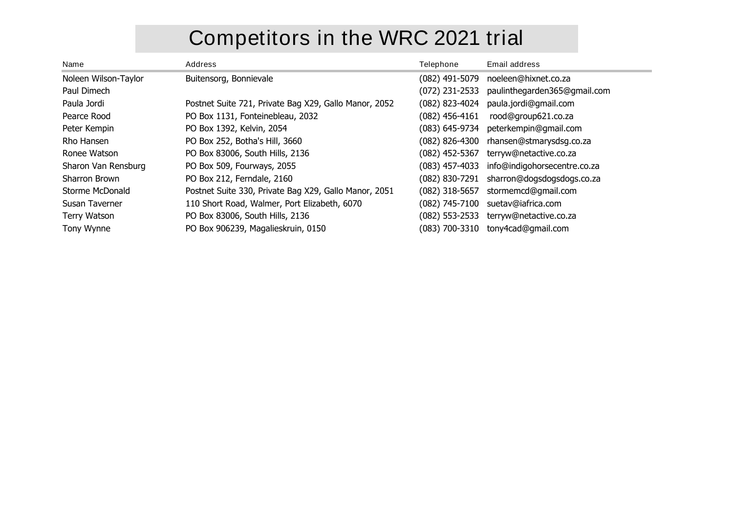# Competitors in the WRC 2021 trial

| Name | Address | Telephone | Email address |
|---|---|---|---|
| Noleen Wilson-Taylor | Buitensorg, Bonnievale | (082) 491-5079 | noeleen@hixnet.co.za |
| Paul Dimech | | (072) 231-2533 | paulinthegarden365@gmail.com |
| Paula Jordi | Postnet Suite 721, Private Bag X29, Gallo Manor, 2052 | (082) 823-4024 | paula.jordi@gmail.com |
| Pearce Rood | PO Box 1131, Fonteinebleau, 2032 | (082) 456-4161 | rood@group621.co.za |
| Peter Kempin | PO Box 1392, Kelvin, 2054 | (083) 645-9734 | peterkempin@gmail.com |
| Rho Hansen | PO Box 252, Botha's Hill, 3660 | (082) 826-4300 | rhansen@stmarysdsg.co.za |
| Ronee Watson | PO Box 83006, South Hills, 2136 | (082) 452-5367 | terryw@netactive.co.za |
| Sharon Van Rensburg | PO Box 509, Fourways, 2055 | (083) 457-4033 | info@indigohorsecentre.co.za |
| Sharron Brown | PO Box 212, Ferndale, 2160 | (082) 830-7291 | sharron@dogsdogsdogs.co.za |
| Storme McDonald | Postnet Suite 330, Private Bag X29, Gallo Manor, 2051 | (082) 318-5657 | stormemcd@gmail.com |
| Susan Taverner | 110 Short Road, Walmer, Port Elizabeth, 6070 | (082) 745-7100 | suetav@iafrica.com |
| Terry Watson | PO Box 83006, South Hills, 2136 | (082) 553-2533 | terryw@netactive.co.za |
| Tony Wynne | PO Box 906239, Magalieskruin, 0150 | (083) 700-3310 | tony4cad@gmail.com |